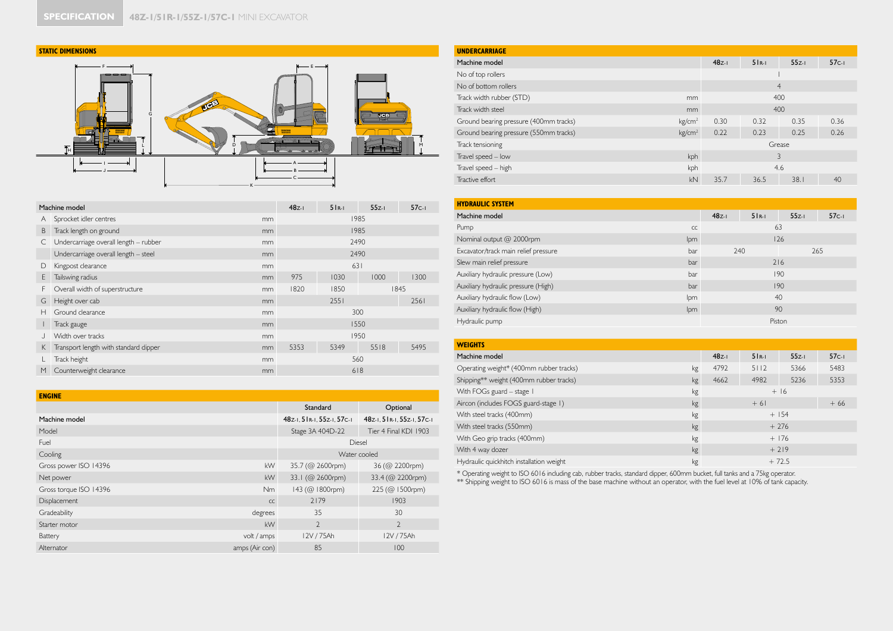# SPECIFICATION 48Z-1/51R-1/55Z-1/57C-1 MINI EXCAVATOR

## STATIC DIMENSIONS

| | Machine model | | 48Z-1 | 51R-1 | 55Z-1 | 57C-1 |
|---|---|---|---|---|---|---|
| A | Sprocket idler centres | mm | 1985 | | | |
| B | Track length on ground | mm | 1985 | | | |
| C | Undercarriage overall length – rubber | mm | 2490 | | | |
| | Undercarriage overall length – steel | mm | 2490 | | | |
| D | Kingpost clearance | mm | 631 | | | |
| E | Tailswing radius | mm | 975 | 1030 | 1000 | 1300 |
| F | Overall width of superstructure | mm | 1820 | 1850 | 1845 | |
| G | Height over cab | mm | 2551 | | | 2561 |
| H | Ground clearance | mm | 300 | | | |
| I | Track gauge | mm | 1550 | | | |
| J | Width over tracks | mm | 1950 | | | |
| K | Transport length with standard dipper | mm | 5353 | 5349 | 5518 | 5495 |
| L | Track height | mm | 560 | | | |
| M | Counterweight clearance | mm | 618 | | | |

## ENGINE

| | | Standard | Optional |
|---|---|---|---|
| Machine model | | 48Z-1, 51R-1, 55Z-1, 57C-1 | 48Z-1, 51R-1, 55Z-1, 57C-1 |
| Model | | Stage 3A 404D-22 | Tier 4 Final KDI 1903 |
| Fuel | | Diesel | |
| Cooling | | Water cooled | |
| Gross power ISO 14396 | kW | 35.7 (@ 2600rpm) | 36 (@ 2200rpm) |
| Net power | kW | 33.1 (@ 2600rpm) | 33.4 (@ 2200rpm) |
| Gross torque ISO 14396 | Nm | 143 (@ 1800rpm) | 225 (@ 1500rpm) |
| Displacement | cc | 2179 | 1903 |
| Gradeability | degrees | 35 | 30 |
| Starter motor | kW | 2 | 2 |
| Battery | volt / amps | 12V / 75Ah | 12V / 75Ah |
| Alternator | amps (Air con) | 85 | 100 |

## UNDERCARRIAGE

| Machine model | | 48Z-1 | 51R-1 | 55Z-1 | 57C-1 |
|---|---|---|---|---|---|
| No of top rollers | | 1 | | | |
| No of bottom rollers | | 4 | | | |
| Track width rubber (STD) | mm | 400 | | | |
| Track width steel | mm | 400 | | | |
| Ground bearing pressure (400mm tracks) | $kg/cm^2$ | 0.30 | 0.32 | 0.35 | 0.36 |
| Ground bearing pressure (550mm tracks) | $kg/cm^2$ | 0.22 | 0.23 | 0.25 | 0.26 |
| Track tensioning | | Grease | | | |
| Travel speed – low | kph | 3 | | | |
| Travel speed – high | kph | 4.6 | | | |
| Tractive effort | kN | 35.7 | 36.5 | 38.1 | 40 |

## HYDRAULIC SYSTEM

| Machine model | | 48Z-1 | 51R-1 | 55Z-1 | 57C-1 |
|---|---|---|---|---|---|
| Pump | cc | 63 | | | |
| Nominal output @ 2000rpm | lpm | 126 | | | |
| Excavator/track main relief pressure | bar | 240 | | 265 | |
| Slew main relief pressure | bar | 216 | | | |
| Auxiliary hydraulic pressure (Low) | bar | 190 | | | |
| Auxiliary hydraulic pressure (High) | bar | 190 | | | |
| Auxiliary hydraulic flow (Low) | lpm | 40 | | | |
| Auxiliary hydraulic flow (High) | lpm | 90 | | | |
| Hydraulic pump | | Piston | | | |

## WEIGHTS

| Machine model | | 48Z-1 | 51R-1 | 55Z-1 | 57C-1 |
|---|---|---|---|---|---|
| Operating weight* (400mm rubber tracks) | kg | 4792 | 5112 | 5366 | 5483 |
| Shipping** weight (400mm rubber tracks) | kg | 4662 | 4982 | 5236 | 5353 |
| With FOGs guard – stage 1 | kg | + 16 | | | |
| Aircon (includes FOGS guard-stage 1) | kg | + 61 | | | + 66 |
| With steel tracks (400mm) | kg | + 154 | | | |
| With steel tracks (550mm) | kg | + 276 | | | |
| With Geo grip tracks (400mm) | kg | + 176 | | | |
| With 4 way dozer | kg | + 219 | | | |
| Hydraulic quickhitch installation weight | kg | + 72.5 | | | |

\* Operating weight to ISO 6016 including cab, rubber tracks, standard dipper, 600mm bucket, full tanks and a 75kg operator.
** Shipping weight to ISO 6016 is mass of the base machine without an operator, with the fuel level at 10% of tank capacity.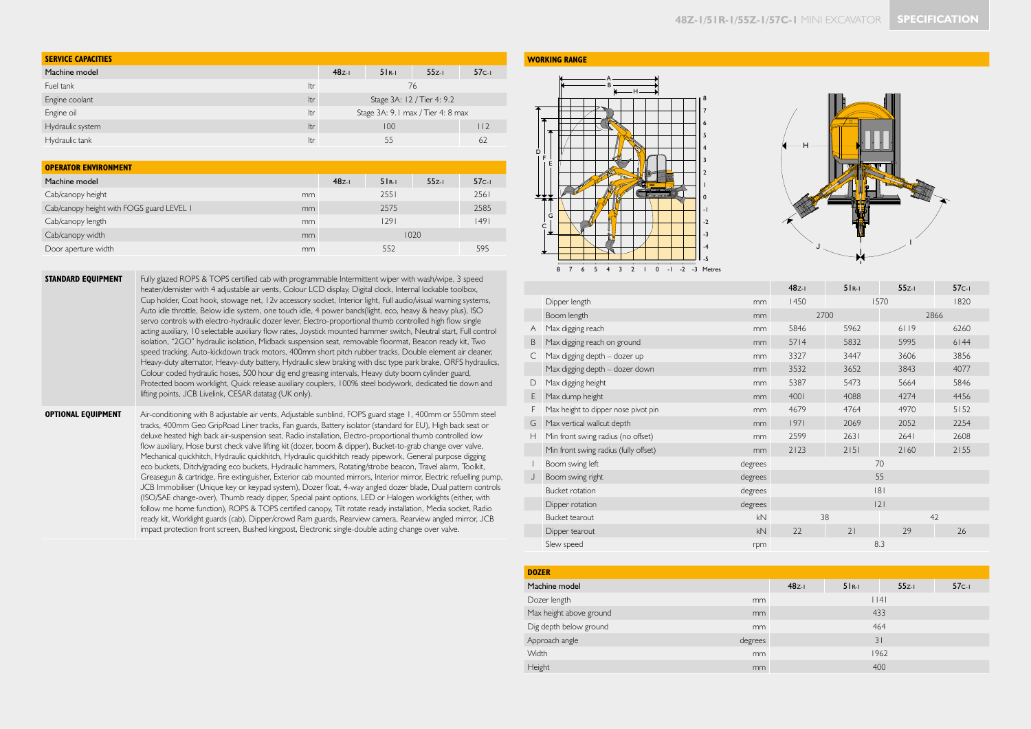## SERVICE CAPACITIES

| Machine model | | 48Z-1 | 51R-1 | 55Z-1 | 57C-1 |
|---|---|---|---|---|---|
| Fuel tank | ltr | 76 | | | |
| Engine coolant | ltr | Stage 3A: 12 / Tier 4: 9.2 | | | |
| Engine oil | ltr | Stage 3A: 9.1 max / Tier 4: 8 max | | | |
| Hydraulic system | ltr | 100 | | | 112 |
| Hydraulic tank | ltr | 55 | | | 62 |

## OPERATOR ENVIRONMENT

| Machine model | | 48Z-1 | 51R-1 | 55Z-1 | 57C-1 |
|---|---|---|---|---|---|
| Cab/canopy height | mm | 2551 | | | 2561 |
| Cab/canopy height with FOGS guard LEVEL 1 | mm | 2575 | | | 2585 |
| Cab/canopy length | mm | 1291 | | | 1491 |
| Cab/canopy width | mm | 1020 | | | |
| Door aperture width | mm | 552 | | | 595 |

**STANDARD EQUIPMENT**

Fully glazed ROPS & TOPS certified cab with programmable Intermittent wiper with wash/wipe, 3 speed heater/demister with 4 adjustable air vents, Colour LCD display, Digital clock, Internal lockable toolbox, Cup holder, Coat hook, stowage net, 12v accessory socket, Interior light, Full audio/visual warning systems, Auto idle throttle, Below idle system, one touch idle, 4 power bands(light, eco, heavy & heavy plus), ISO servo controls with electro-hydraulic dozer lever, Electro-proportional thumb controlled high flow single acting auxiliary, 10 selectable auxiliary flow rates, Joystick mounted hammer switch, Neutral start, Full control isolation, "2GO" hydraulic isolation, Midback suspension seat, removable floormat, Beacon ready kit, Two speed tracking, Auto-kickdown track motors, 400mm short pitch rubber tracks, Double element air cleaner, Heavy-duty alternator, Heavy-duty battery, Hydraulic slew braking with disc type park brake, ORFS hydraulics, Colour coded hydraulic hoses, 500 hour dig end greasing intervals, Heavy duty boom cylinder guard, Protected boom worklight, Quick release auxiliary couplers, 100% steel bodywork, dedicated tie down and lifting points, JCB Livelink, CESAR datatag (UK only).

**OPTIONAL EQUIPMENT**

Air-conditioning with 8 adjustable air vents, Adjustable sunblind, FOPS guard stage 1, 400mm or 550mm steel tracks, 400mm Geo GripRoad Liner tracks, Fan guards, Battery isolator (standard for EU), High back seat or deluxe heated high back air-suspension seat, Radio installation, Electro-proportional thumb controlled low flow auxiliary, Hose burst check valve lifting kit (dozer, boom & dipper), Bucket-to-grab change over valve, Mechanical quickhitch, Hydraulic quickhitch, Hydraulic quickhitch ready pipework, General purpose digging eco buckets, Ditch/grading eco buckets, Hydraulic hammers, Rotating/strobe beacon, Travel alarm, Toolkit, Greasegun & cartridge, Fire extinguisher, Exterior cab mounted mirrors, Interior mirror, Electric refuelling pump, JCB Immobiliser (Unique key or keypad system), Dozer float, 4-way angled dozer blade, Dual pattern controls (ISO/SAE change-over), Thumb ready dipper, Special paint options, LED or Halogen worklights (either, with follow me home function), ROPS & TOPS certified canopy, Tilt rotate ready installation, Media socket, Radio ready kit, Worklight guards (cab), Dipper/crowd Ram guards, Rearview camera, Rearview angled mirror, JCB impact protection front screen, Bushed kingpost, Electronic single-double acting change over valve.

## WORKING RANGE

| | | | 48Z-1 | 51R-1 | 55Z-1 | 57C-1 |
|---|---|---|---|---|---|---|
| | Dipper length | mm | 1450 | 1570 | | 1820 |
| | Boom length | mm | 2700 | | 2866 | |
| A | Max digging reach | mm | 5846 | 5962 | 6119 | 6260 |
| B | Max digging reach on ground | mm | 5714 | 5832 | 5995 | 6144 |
| C | Max digging depth – dozer up | mm | 3327 | 3447 | 3606 | 3856 |
| | Max digging depth – dozer down | mm | 3532 | 3652 | 3843 | 4077 |
| D | Max digging height | mm | 5387 | 5473 | 5664 | 5846 |
| E | Max dump height | mm | 4001 | 4088 | 4274 | 4456 |
| F | Max height to dipper nose pivot pin | mm | 4679 | 4764 | 4970 | 5152 |
| G | Max vertical wallcut depth | mm | 1971 | 2069 | 2052 | 2254 |
| H | Min front swing radius (no offset) | mm | 2599 | 2631 | 2641 | 2608 |
| | Min front swing radius (fully offset) | mm | 2123 | 2151 | 2160 | 2155 |
| I | Boom swing left | degrees | 70 | | | |
| J | Boom swing right | degrees | 55 | | | |
| | Bucket rotation | degrees | 181 | | | |
| | Dipper rotation | degrees | 121 | | | |
| | Bucket tearout | kN | 38 | | 42 | |
| | Dipper tearout | kN | 22 | 21 | 29 | 26 |
| | Slew speed | rpm | 8.3 | | | |

## DOZER

| Machine model | | 48Z-1 | 51R-1 | 55Z-1 | 57C-1 |
|---|---|---|---|---|---|
| Dozer length | mm | 1141 | | | |
| Max height above ground | mm | 433 | | | |
| Dig depth below ground | mm | 464 | | | |
| Approach angle | degrees | 31 | | | |
| Width | mm | 1962 | | | |
| Height | mm | 400 | | | |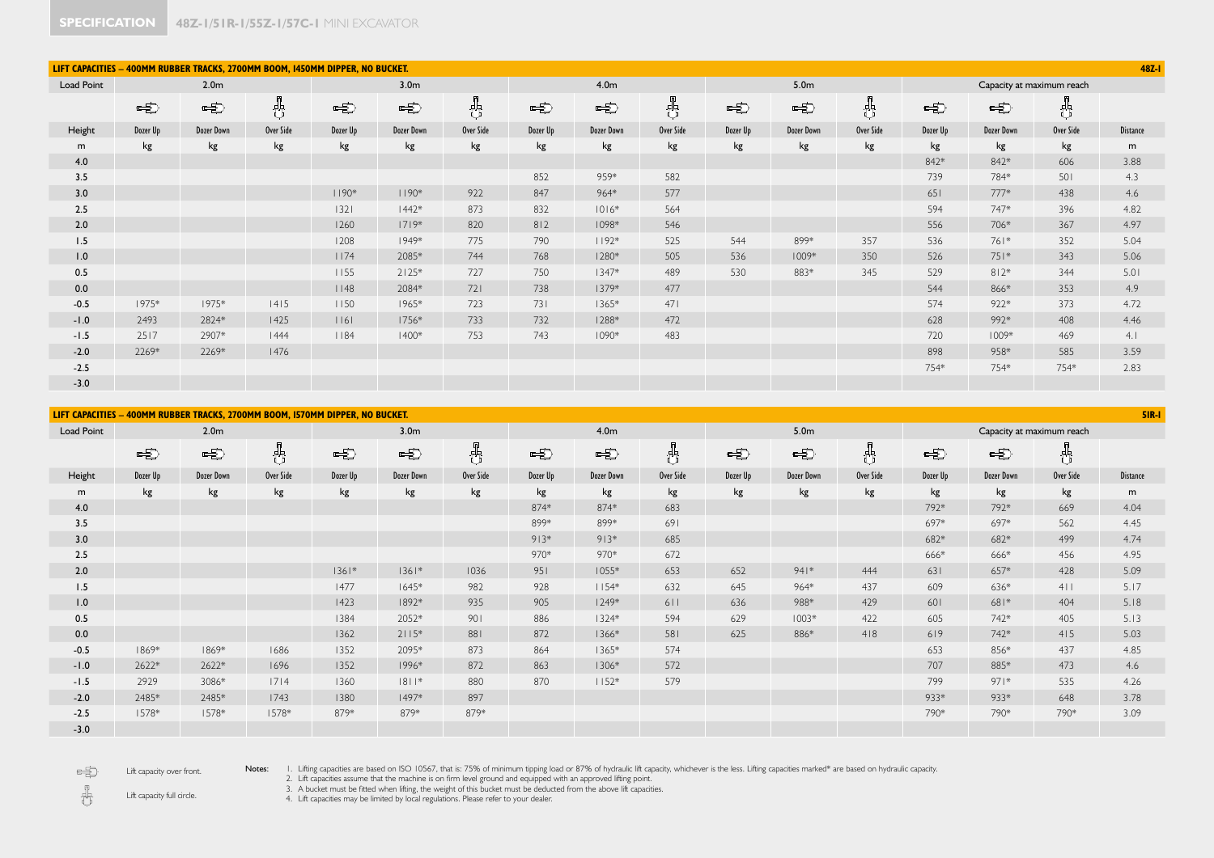## SPECIFICATION 48Z-1/51R-1/55Z-1/57C-1 MINI EXCAVATOR

### LIFT CAPACITIES – 400MM RUBBER TRACKS, 2700MM BOOM, 1450MM DIPPER, NO BUCKET. 48Z-1

| Load Point | 2.0m | | | 3.0m | | | 4.0m | | | 5.0m | | | Capacity at maximum reach | | | |
|---|---|---|---|---|---|---|---|---|---|---|---|---|---|---|---|---|
| Height | Dozer Up | Dozer Down | Over Side | Dozer Up | Dozer Down | Over Side | Dozer Up | Dozer Down | Over Side | Dozer Up | Dozer Down | Over Side | Dozer Up | Dozer Down | Over Side | Distance |
| m | kg | kg | kg | kg | kg | kg | kg | kg | kg | kg | kg | kg | kg | kg | kg | m |
| 4.0 | | | | | | | | | | | | | 842* | 842* | 606 | 3.88 |
| 3.5 | | | | | | | 852 | 959* | 582 | | | | 739 | 784* | 501 | 4.3 |
| 3.0 | | | | 1190* | 1190* | 922 | 847 | 964* | 577 | | | | 651 | 777* | 438 | 4.6 |
| 2.5 | | | | 1321 | 1442* | 873 | 832 | 1016* | 564 | | | | 594 | 747* | 396 | 4.82 |
| 2.0 | | | | 1260 | 1719* | 820 | 812 | 1098* | 546 | | | | 556 | 706* | 367 | 4.97 |
| 1.5 | | | | 1208 | 1949* | 775 | 790 | 1192* | 525 | 544 | 899* | 357 | 536 | 761* | 352 | 5.04 |
| 1.0 | | | | 1174 | 2085* | 744 | 768 | 1280* | 505 | 536 | 1009* | 350 | 526 | 751* | 343 | 5.06 |
| 0.5 | | | | 1155 | 2125* | 727 | 750 | 1347* | 489 | 530 | 883* | 345 | 529 | 812* | 344 | 5.01 |
| 0.0 | | | | 1148 | 2084* | 721 | 738 | 1379* | 477 | | | | 544 | 866* | 353 | 4.9 |
| -0.5 | 1975* | 1975* | 1415 | 1150 | 1965* | 723 | 731 | 1365* | 471 | | | | 574 | 922* | 373 | 4.72 |
| -1.0 | 2493 | 2824* | 1425 | 1161 | 1756* | 733 | 732 | 1288* | 472 | | | | 628 | 992* | 408 | 4.46 |
| -1.5 | 2517 | 2907* | 1444 | 1184 | 1400* | 753 | 743 | 1090* | 483 | | | | 720 | 1009* | 469 | 4.1 |
| -2.0 | 2269* | 2269* | 1476 | | | | | | | | | | 898 | 958* | 585 | 3.59 |
| -2.5 | | | | | | | | | | | | | 754* | 754* | 754* | 2.83 |
| -3.0 | | | | | | | | | | | | | | | | |

### LIFT CAPACITIES – 400MM RUBBER TRACKS, 2700MM BOOM, 1570MM DIPPER, NO BUCKET. 51R-1

| Load Point | 2.0m | | | 3.0m | | | 4.0m | | | 5.0m | | | Capacity at maximum reach | | | |
|---|---|---|---|---|---|---|---|---|---|---|---|---|---|---|---|---|
| Height | Dozer Up | Dozer Down | Over Side | Dozer Up | Dozer Down | Over Side | Dozer Up | Dozer Down | Over Side | Dozer Up | Dozer Down | Over Side | Dozer Up | Dozer Down | Over Side | Distance |
| m | kg | kg | kg | kg | kg | kg | kg | kg | kg | kg | kg | kg | kg | kg | kg | m |
| 4.0 | | | | | | | 874* | 874* | 683 | | | | 792* | 792* | 669 | 4.04 |
| 3.5 | | | | | | | 899* | 899* | 691 | | | | 697* | 697* | 562 | 4.45 |
| 3.0 | | | | | | | 913* | 913* | 685 | | | | 682* | 682* | 499 | 4.74 |
| 2.5 | | | | | | | 970* | 970* | 672 | | | | 666* | 666* | 456 | 4.95 |
| 2.0 | | | | 1361* | 1361* | 1036 | 951 | 1055* | 653 | 652 | 941* | 444 | 631 | 657* | 428 | 5.09 |
| 1.5 | | | | 1477 | 1645* | 982 | 928 | 1154* | 632 | 645 | 964* | 437 | 609 | 636* | 411 | 5.17 |
| 1.0 | | | | 1423 | 1892* | 935 | 905 | 1249* | 611 | 636 | 988* | 429 | 601 | 681* | 404 | 5.18 |
| 0.5 | | | | 1384 | 2052* | 901 | 886 | 1324* | 594 | 629 | 1003* | 422 | 605 | 742* | 405 | 5.13 |
| 0.0 | | | | 1362 | 2115* | 881 | 872 | 1366* | 581 | 625 | 886* | 418 | 619 | 742* | 415 | 5.03 |
| -0.5 | 1869* | 1869* | 1686 | 1352 | 2095* | 873 | 864 | 1365* | 574 | | | | 653 | 856* | 437 | 4.85 |
| -1.0 | 2622* | 2622* | 1696 | 1352 | 1996* | 872 | 863 | 1306* | 572 | | | | 707 | 885* | 473 | 4.6 |
| -1.5 | 2929 | 3086* | 1714 | 1360 | 1811* | 880 | 870 | 1152* | 579 | | | | 799 | 971* | 535 | 4.26 |
| -2.0 | 2485* | 2485* | 1743 | 1380 | 1497* | 897 | | | | | | | 933* | 933* | 648 | 3.78 |
| -2.5 | 1578* | 1578* | 1578* | 879* | 879* | 879* | | | | | | | 790* | 790* | 790* | 3.09 |
| -3.0 | | | | | | | | | | | | | | | | |

Lift capacity over front.

Lift capacity full circle.

Notes:
1. Lifting capacities are based on ISO 10567, that is: 75% of minimum tipping load or 87% of hydraulic lift capacity, whichever is the less. Lifting capacities marked* are based on hydraulic capacity.
2. Lift capacities assume that the machine is on firm level ground and equipped with an approved lifting point.
3. A bucket must be fitted when lifting, the weight of this bucket must be deducted from the above lift capacities.
4. Lift capacities may be limited by local regulations. Please refer to your dealer.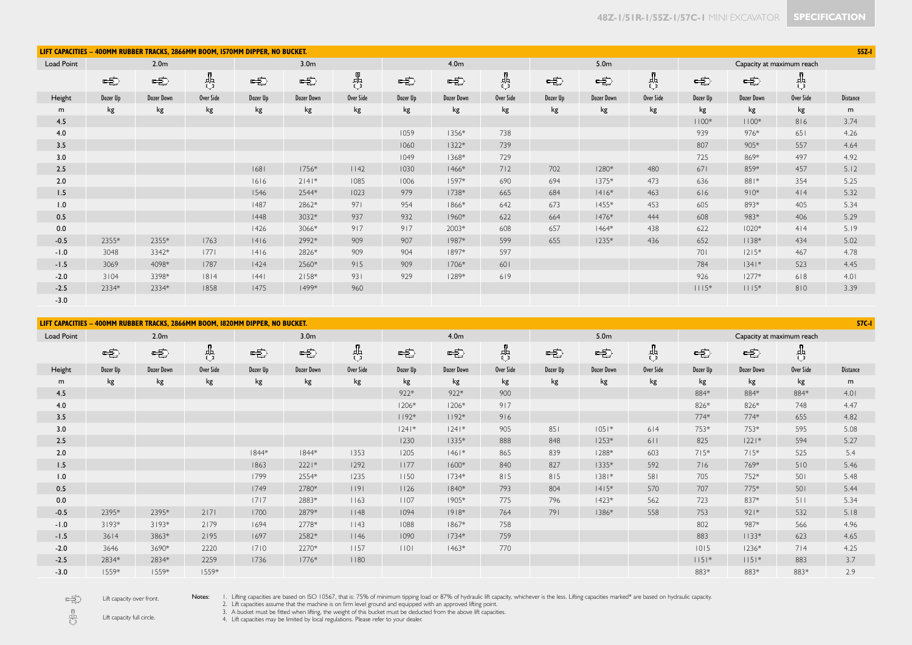## LIFT CAPACITIES – 400MM RUBBER TRACKS, 2866MM BOOM, 1570MM DIPPER, NO BUCKET.

55Z-1

| Load Point | 2.0m | | | 3.0m | | | 4.0m | | | 5.0m | | | Capacity at maximum reach | | | |
|---|---|---|---|---|---|---|---|---|---|---|---|---|---|---|---|---|
| Height | Dozer Up | Dozer Down | Over Side | Dozer Up | Dozer Down | Over Side | Dozer Up | Dozer Down | Over Side | Dozer Up | Dozer Down | Over Side | Dozer Up | Dozer Down | Over Side | Distance |
| m | kg | kg | kg | kg | kg | kg | kg | kg | kg | kg | kg | kg | kg | kg | kg | m |
| 4.5 | | | | | | | | | | | | | 1100* | 1100* | 816 | 3.74 |
| 4.0 | | | | | | | 1059 | 1356* | 738 | | | | 939 | 976* | 651 | 4.26 |
| 3.5 | | | | | | | 1060 | 1322* | 739 | | | | 807 | 905* | 557 | 4.64 |
| 3.0 | | | | | | | 1049 | 1368* | 729 | | | | 725 | 869* | 497 | 4.92 |
| 2.5 | | | | 1681 | 1756* | 1142 | 1030 | 1466* | 712 | 702 | 1280* | 480 | 671 | 859* | 457 | 5.12 |
| 2.0 | | | | 1616 | 2141* | 1085 | 1006 | 1597* | 690 | 694 | 1375* | 473 | 636 | 881* | 354 | 5.25 |
| 1.5 | | | | 1546 | 2544* | 1023 | 979 | 1738* | 665 | 684 | 1416* | 463 | 616 | 910* | 414 | 5.32 |
| 1.0 | | | | 1487 | 2862* | 971 | 954 | 1866* | 642 | 673 | 1455* | 453 | 605 | 893* | 405 | 5.34 |
| 0.5 | | | | 1448 | 3032* | 937 | 932 | 1960* | 622 | 664 | 1476* | 444 | 608 | 983* | 406 | 5.29 |
| 0.0 | | | | 1426 | 3066* | 917 | 917 | 2003* | 608 | 657 | 1464* | 438 | 622 | 1020* | 414 | 5.19 |
| -0.5 | 2355* | 2355* | 1763 | 1416 | 2992* | 909 | 907 | 1987* | 599 | 655 | 1235* | 436 | 652 | 1138* | 434 | 5.02 |
| -1.0 | 3048 | 3342* | 1771 | 1416 | 2826* | 909 | 904 | 1897* | 597 | | | | 701 | 1215* | 467 | 4.78 |
| -1.5 | 3069 | 4098* | 1787 | 1424 | 2560* | 915 | 909 | 1706* | 601 | | | | 784 | 1341* | 523 | 4.45 |
| -2.0 | 3104 | 3398* | 1814 | 1441 | 2158* | 931 | 929 | 1289* | 619 | | | | 926 | 1277* | 618 | 4.01 |
| -2.5 | 2334* | 2334* | 1858 | 1475 | 1499* | 960 | | | | | | | 1115* | 1115* | 810 | 3.39 |
| -3.0 | | | | | | | | | | | | | | | | |

## LIFT CAPACITIES – 400MM RUBBER TRACKS, 2866MM BOOM, 1820MM DIPPER, NO BUCKET.

57C-1

| Load Point | 2.0m | | | 3.0m | | | 4.0m | | | 5.0m | | | Capacity at maximum reach | | | |
|---|---|---|---|---|---|---|---|---|---|---|---|---|---|---|---|---|
| Height | Dozer Up | Dozer Down | Over Side | Dozer Up | Dozer Down | Over Side | Dozer Up | Dozer Down | Over Side | Dozer Up | Dozer Down | Over Side | Dozer Up | Dozer Down | Over Side | Distance |
| m | kg | kg | kg | kg | kg | kg | kg | kg | kg | kg | kg | kg | kg | kg | kg | m |
| 4.5 | | | | | | | 922* | 922* | 900 | | | | 884* | 884* | 884* | 4.01 |
| 4.0 | | | | | | | 1206* | 1206* | 917 | | | | 826* | 826* | 748 | 4.47 |
| 3.5 | | | | | | | 1192* | 1192* | 916 | | | | 774* | 774* | 655 | 4.82 |
| 3.0 | | | | | | | 1241* | 1241* | 905 | 851 | 1051* | 614 | 753* | 753* | 595 | 5.08 |
| 2.5 | | | | | | | 1230 | 1335* | 888 | 848 | 1253* | 611 | 825 | 1221* | 594 | 5.27 |
| 2.0 | | | | 1844* | 1844* | 1353 | 1205 | 1461* | 865 | 839 | 1288* | 603 | 715* | 715* | 525 | 5.4 |
| 1.5 | | | | 1863 | 2221* | 1292 | 1177 | 1600* | 840 | 827 | 1335* | 592 | 716 | 769* | 510 | 5.46 |
| 1.0 | | | | 1799 | 2554* | 1235 | 1150 | 1734* | 815 | 815 | 1381* | 581 | 705 | 752* | 501 | 5.48 |
| 0.5 | | | | 1749 | 2780* | 1191 | 1126 | 1840* | 793 | 804 | 1415* | 570 | 707 | 775* | 501 | 5.44 |
| 0.0 | | | | 1717 | 2883* | 1163 | 1107 | 1905* | 775 | 796 | 1423* | 562 | 723 | 837* | 511 | 5.34 |
| -0.5 | 2395* | 2395* | 2171 | 1700 | 2879* | 1148 | 1094 | 1918* | 764 | 791 | 1386* | 558 | 753 | 921* | 532 | 5.18 |
| -1.0 | 3193* | 3193* | 2179 | 1694 | 2778* | 1143 | 1088 | 1867* | 758 | | | | 802 | 987* | 566 | 4.96 |
| -1.5 | 3614 | 3863* | 2195 | 1697 | 2582* | 1146 | 1090 | 1734* | 759 | | | | 883 | 1133* | 623 | 4.65 |
| -2.0 | 3646 | 3690* | 2220 | 1710 | 2270* | 1157 | 1101 | 1463* | 770 | | | | 1015 | 1236* | 714 | 4.25 |
| -2.5 | 2834* | 2834* | 2259 | 1736 | 1776* | 1180 | | | | | | | 1151* | 1151* | 883 | 3.7 |
| -3.0 | 1559* | 1559* | 1559* | | | | | | | | | | 883* | 883* | 883* | 2.9 |

Lift capacity over front.

Lift capacity full circle.

Notes:
1. Lifting capacities are based on ISO 10567, that is: 75% of minimum tipping load or 87% of hydraulic lift capacity, whichever is the less. Lifting capacities marked* are based on hydraulic capacity.
2. Lift capacities assume that the machine is on firm level ground and equipped with an approved lifting point.
3. A bucket must be fitted when lifting, the weight of this bucket must be deducted from the above lift capacities.
4. Lift capacities may be limited by local regulations. Please refer to your dealer.